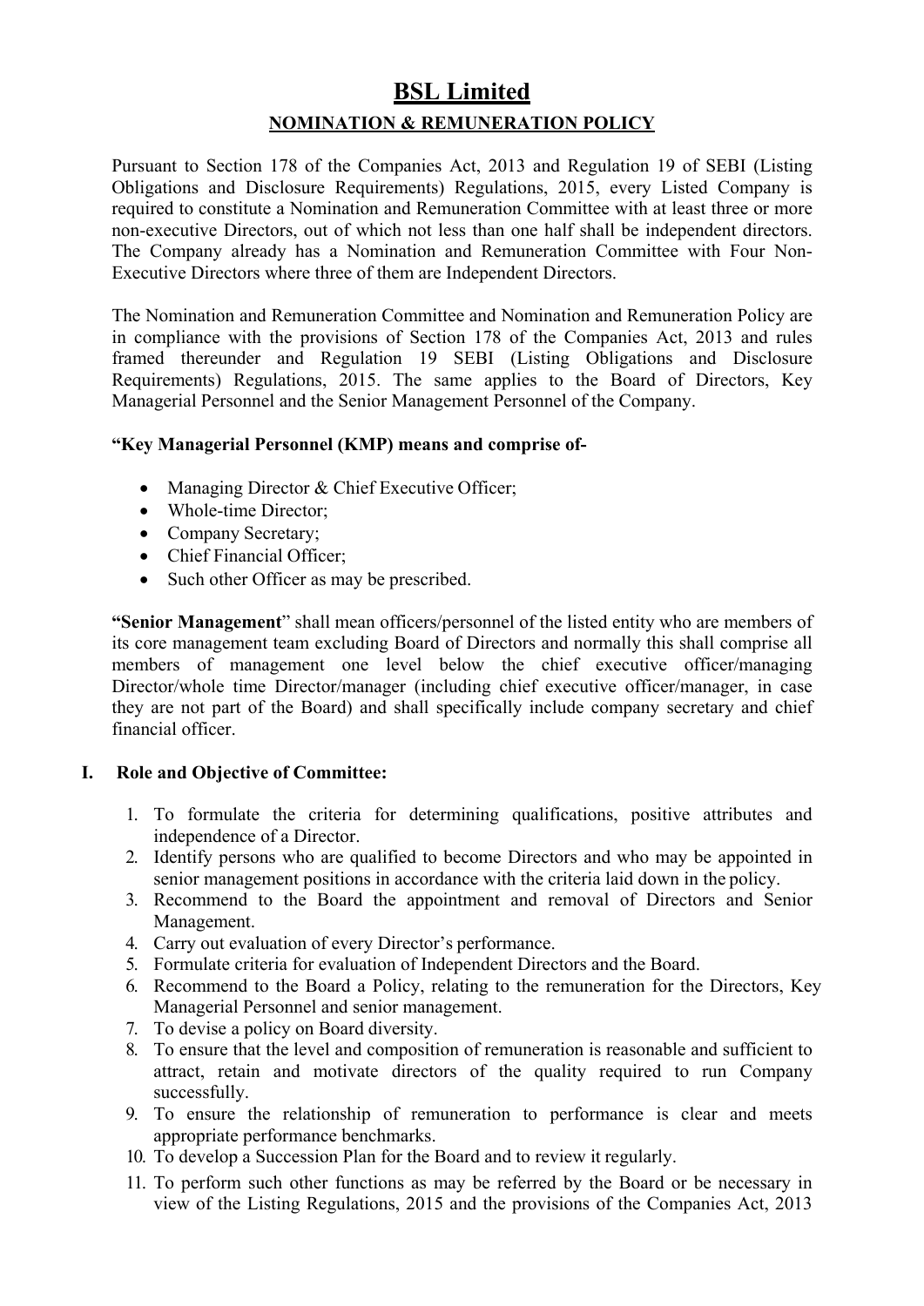# BSL Limited

## NOMINATION & REMUNERATION POLICY

Pursuant to Section 178 of the Companies Act, 2013 and Regulation 19 of SEBI (Listing Obligations and Disclosure Requirements) Regulations, 2015, every Listed Company is required to constitute a Nomination and Remuneration Committee with at least three or more non-executive Directors, out of which not less than one half shall be independent directors. The Company already has a Nomination and Remuneration Committee with Four Non-Executive Directors where three of them are Independent Directors.

The Nomination and Remuneration Committee and Nomination and Remuneration Policy are in compliance with the provisions of Section 178 of the Companies Act, 2013 and rules framed thereunder and Regulation 19 SEBI (Listing Obligations and Disclosure Requirements) Regulations, 2015. The same applies to the Board of Directors, Key Managerial Personnel and the Senior Management Personnel of the Company.

**"Key Managerial Personnel (KMP) means and comprise of-**

- Managing Director & Chief Executive Officer;
- Whole-time Director;
- Company Secretary;
- Chief Financial Officer;
- Such other Officer as may be prescribed.

**"Senior Management**" shall mean officers/personnel of the listed entity who are members of its core management team excluding Board of Directors and normally this shall comprise all members of management one level below the chief executive officer/managing Director/whole time Director/manager (including chief executive officer/manager, in case they are not part of the Board) and shall specifically include company secretary and chief financial officer.

### I. Role and Objective of Committee:

1. To formulate the criteria for determining qualifications, positive attributes and independence of a Director.
2. Identify persons who are qualified to become Directors and who may be appointed in senior management positions in accordance with the criteria laid down in the policy.
3. Recommend to the Board the appointment and removal of Directors and Senior Management.
4. Carry out evaluation of every Director's performance.
5. Formulate criteria for evaluation of Independent Directors and the Board.
6. Recommend to the Board a Policy, relating to the remuneration for the Directors, Key Managerial Personnel and senior management.
7. To devise a policy on Board diversity.
8. To ensure that the level and composition of remuneration is reasonable and sufficient to attract, retain and motivate directors of the quality required to run Company successfully.
9. To ensure the relationship of remuneration to performance is clear and meets appropriate performance benchmarks.
10. To develop a Succession Plan for the Board and to review it regularly.
11. To perform such other functions as may be referred by the Board or be necessary in view of the Listing Regulations, 2015 and the provisions of the Companies Act, 2013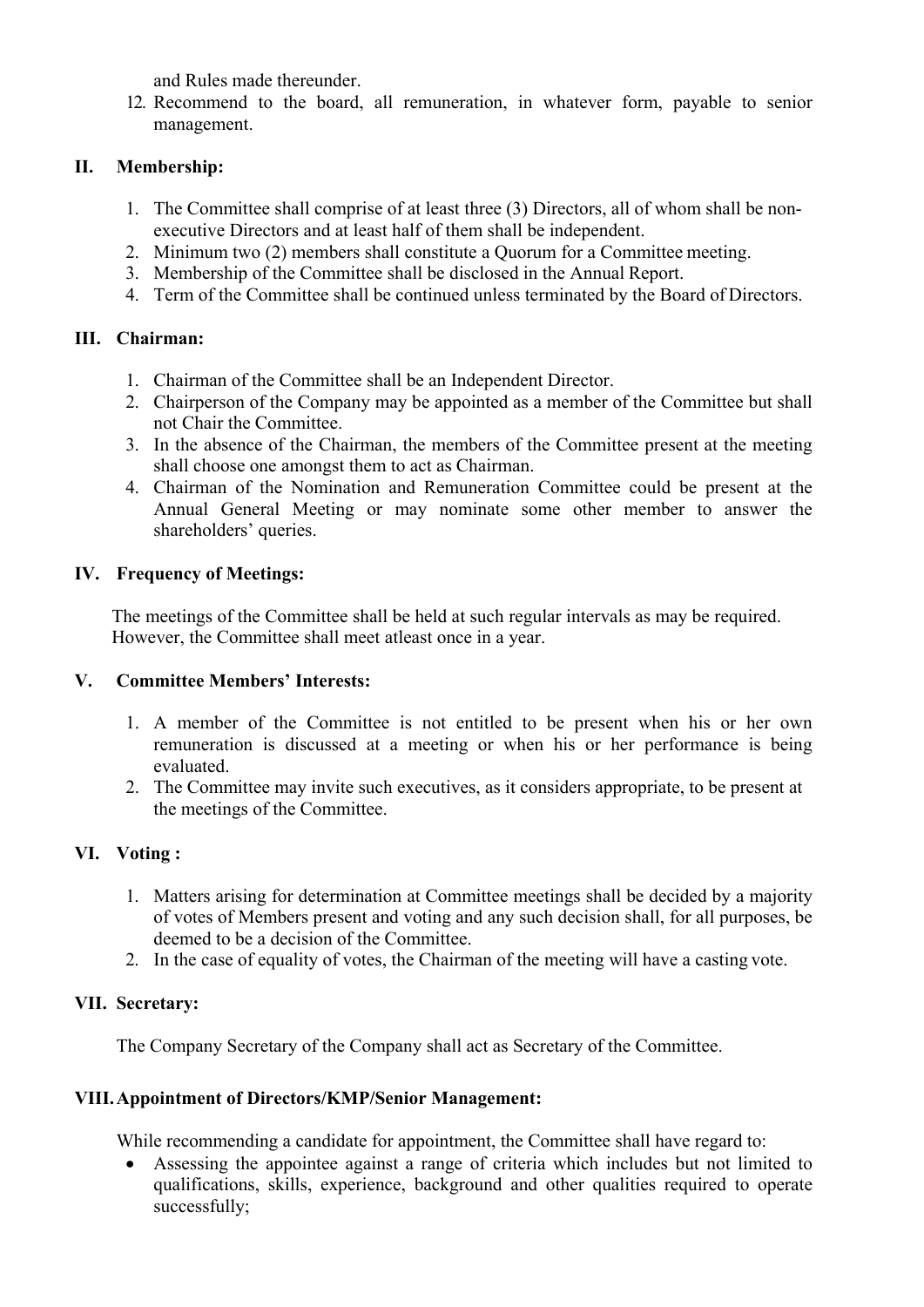and Rules made thereunder.

12. Recommend to the board, all remuneration, in whatever form, payable to senior management.

## II. Membership:

1. The Committee shall comprise of at least three (3) Directors, all of whom shall be non-executive Directors and at least half of them shall be independent.
2. Minimum two (2) members shall constitute a Quorum for a Committee meeting.
3. Membership of the Committee shall be disclosed in the Annual Report.
4. Term of the Committee shall be continued unless terminated by the Board of Directors.

## III. Chairman:

1. Chairman of the Committee shall be an Independent Director.
2. Chairperson of the Company may be appointed as a member of the Committee but shall not Chair the Committee.
3. In the absence of the Chairman, the members of the Committee present at the meeting shall choose one amongst them to act as Chairman.
4. Chairman of the Nomination and Remuneration Committee could be present at the Annual General Meeting or may nominate some other member to answer the shareholders' queries.

## IV. Frequency of Meetings:

The meetings of the Committee shall be held at such regular intervals as may be required. However, the Committee shall meet atleast once in a year.

## V. Committee Members' Interests:

1. A member of the Committee is not entitled to be present when his or her own remuneration is discussed at a meeting or when his or her performance is being evaluated.
2. The Committee may invite such executives, as it considers appropriate, to be present at the meetings of the Committee.

## VI. Voting :

1. Matters arising for determination at Committee meetings shall be decided by a majority of votes of Members present and voting and any such decision shall, for all purposes, be deemed to be a decision of the Committee.
2. In the case of equality of votes, the Chairman of the meeting will have a casting vote.

## VII. Secretary:

The Company Secretary of the Company shall act as Secretary of the Committee.

## VIII. Appointment of Directors/KMP/Senior Management:

While recommending a candidate for appointment, the Committee shall have regard to:

- Assessing the appointee against a range of criteria which includes but not limited to qualifications, skills, experience, background and other qualities required to operate successfully;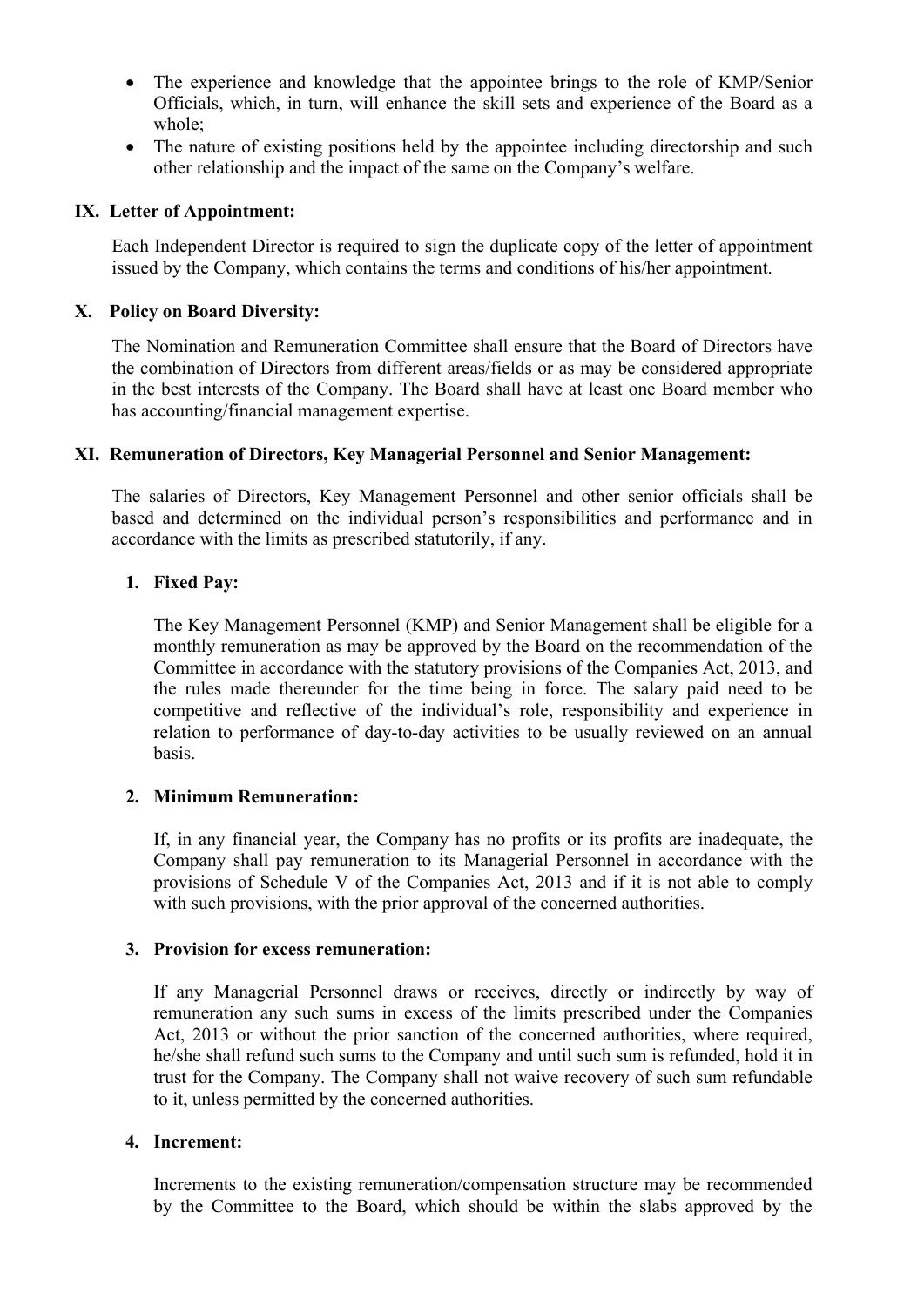- The experience and knowledge that the appointee brings to the role of KMP/Senior Officials, which, in turn, will enhance the skill sets and experience of the Board as a whole;
- The nature of existing positions held by the appointee including directorship and such other relationship and the impact of the same on the Company's welfare.

## IX. Letter of Appointment:

Each Independent Director is required to sign the duplicate copy of the letter of appointment issued by the Company, which contains the terms and conditions of his/her appointment.

## X. Policy on Board Diversity:

The Nomination and Remuneration Committee shall ensure that the Board of Directors have the combination of Directors from different areas/fields or as may be considered appropriate in the best interests of the Company. The Board shall have at least one Board member who has accounting/financial management expertise.

## XI. Remuneration of Directors, Key Managerial Personnel and Senior Management:

The salaries of Directors, Key Management Personnel and other senior officials shall be based and determined on the individual person's responsibilities and performance and in accordance with the limits as prescribed statutorily, if any.

### 1. Fixed Pay:

The Key Management Personnel (KMP) and Senior Management shall be eligible for a monthly remuneration as may be approved by the Board on the recommendation of the Committee in accordance with the statutory provisions of the Companies Act, 2013, and the rules made thereunder for the time being in force. The salary paid need to be competitive and reflective of the individual's role, responsibility and experience in relation to performance of day-to-day activities to be usually reviewed on an annual basis.

### 2. Minimum Remuneration:

If, in any financial year, the Company has no profits or its profits are inadequate, the Company shall pay remuneration to its Managerial Personnel in accordance with the provisions of Schedule V of the Companies Act, 2013 and if it is not able to comply with such provisions, with the prior approval of the concerned authorities.

### 3. Provision for excess remuneration:

If any Managerial Personnel draws or receives, directly or indirectly by way of remuneration any such sums in excess of the limits prescribed under the Companies Act, 2013 or without the prior sanction of the concerned authorities, where required, he/she shall refund such sums to the Company and until such sum is refunded, hold it in trust for the Company. The Company shall not waive recovery of such sum refundable to it, unless permitted by the concerned authorities.

### 4. Increment:

Increments to the existing remuneration/compensation structure may be recommended by the Committee to the Board, which should be within the slabs approved by the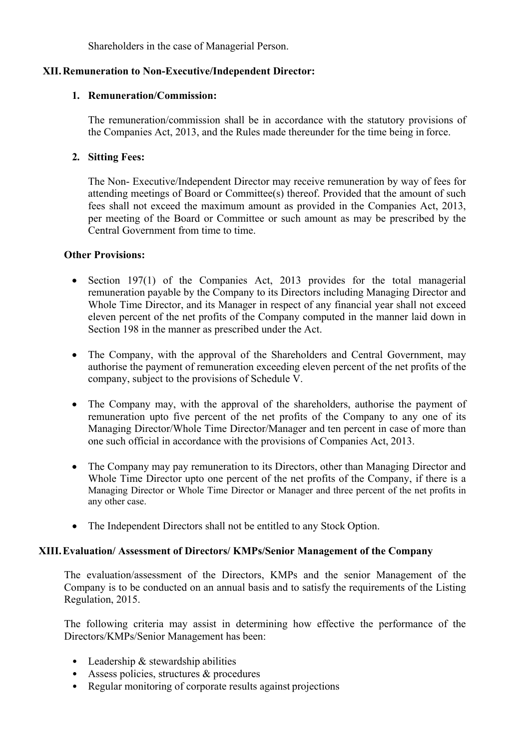Shareholders in the case of Managerial Person.

## XII. Remuneration to Non-Executive/Independent Director:

### 1. Remuneration/Commission:

The remuneration/commission shall be in accordance with the statutory provisions of the Companies Act, 2013, and the Rules made thereunder for the time being in force.

### 2. Sitting Fees:

The Non- Executive/Independent Director may receive remuneration by way of fees for attending meetings of Board or Committee(s) thereof. Provided that the amount of such fees shall not exceed the maximum amount as provided in the Companies Act, 2013, per meeting of the Board or Committee or such amount as may be prescribed by the Central Government from time to time.

**Other Provisions:**

- Section 197(1) of the Companies Act, 2013 provides for the total managerial remuneration payable by the Company to its Directors including Managing Director and Whole Time Director, and its Manager in respect of any financial year shall not exceed eleven percent of the net profits of the Company computed in the manner laid down in Section 198 in the manner as prescribed under the Act.

- The Company, with the approval of the Shareholders and Central Government, may authorise the payment of remuneration exceeding eleven percent of the net profits of the company, subject to the provisions of Schedule V.

- The Company may, with the approval of the shareholders, authorise the payment of remuneration upto five percent of the net profits of the Company to any one of its Managing Director/Whole Time Director/Manager and ten percent in case of more than one such official in accordance with the provisions of Companies Act, 2013.

- The Company may pay remuneration to its Directors, other than Managing Director and Whole Time Director upto one percent of the net profits of the Company, if there is a Managing Director or Whole Time Director or Manager and three percent of the net profits in any other case.

- The Independent Directors shall not be entitled to any Stock Option.

## XIII. Evaluation/ Assessment of Directors/ KMPs/Senior Management of the Company

The evaluation/assessment of the Directors, KMPs and the senior Management of the Company is to be conducted on an annual basis and to satisfy the requirements of the Listing Regulation, 2015.

The following criteria may assist in determining how effective the performance of the Directors/KMPs/Senior Management has been:

- Leadership & stewardship abilities
- Assess policies, structures & procedures
- Regular monitoring of corporate results against projections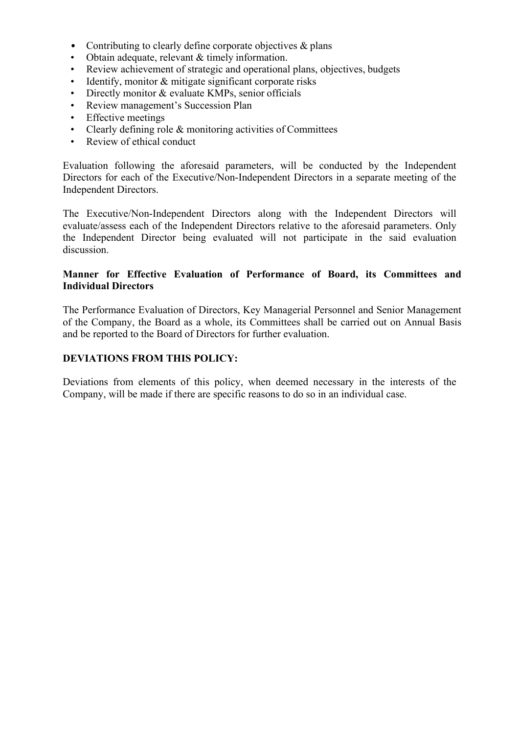- Contributing to clearly define corporate objectives & plans
- Obtain adequate, relevant & timely information.
- Review achievement of strategic and operational plans, objectives, budgets
- Identify, monitor & mitigate significant corporate risks
- Directly monitor & evaluate KMPs, senior officials
- Review management's Succession Plan
- Effective meetings
- Clearly defining role & monitoring activities of Committees
- Review of ethical conduct

Evaluation following the aforesaid parameters, will be conducted by the Independent Directors for each of the Executive/Non-Independent Directors in a separate meeting of the Independent Directors.

The Executive/Non-Independent Directors along with the Independent Directors will evaluate/assess each of the Independent Directors relative to the aforesaid parameters. Only the Independent Director being evaluated will not participate in the said evaluation discussion.

**Manner for Effective Evaluation of Performance of Board, its Committees and Individual Directors**

The Performance Evaluation of Directors, Key Managerial Personnel and Senior Management of the Company, the Board as a whole, its Committees shall be carried out on Annual Basis and be reported to the Board of Directors for further evaluation.

**DEVIATIONS FROM THIS POLICY:**

Deviations from elements of this policy, when deemed necessary in the interests of the Company, will be made if there are specific reasons to do so in an individual case.